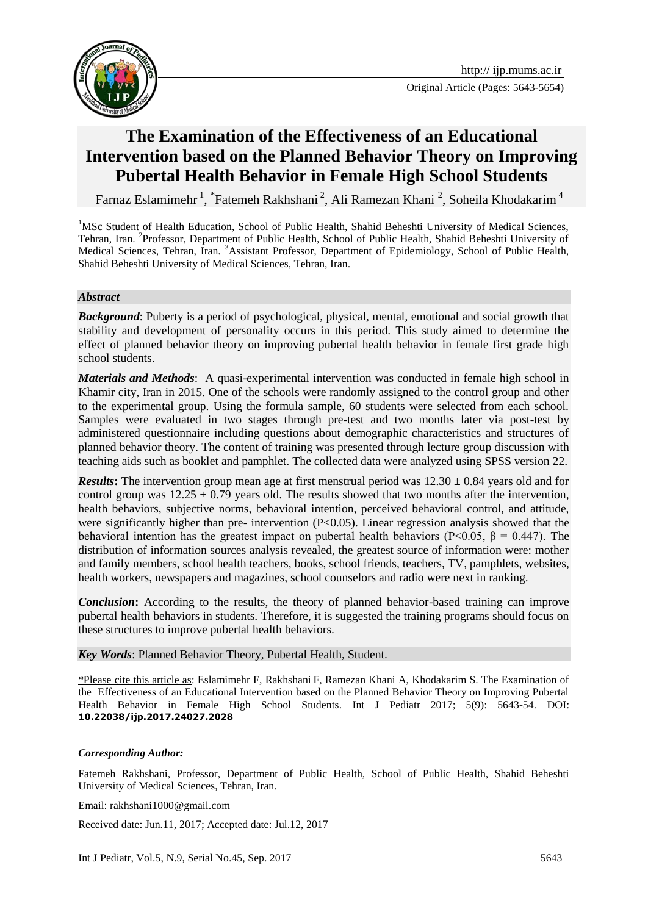http:// ijp.mums.ac.ir

Original Article (Pages: 5643-5654)

# The Examination of the Effectiveness of an Educational Intervention based on the Planned Behavior Theory on Improving Pubertal Health Behavior in Female High School Students

Farnaz Eslamimehr [1], *Fatemeh Rakhshani [2], Ali Ramezan Khani [2], Soheila Khodakarim [4]

[1]MSc Student of Health Education, School of Public Health, Shahid Beheshti University of Medical Sciences, Tehran, Iran. [2]Professor, Department of Public Health, School of Public Health, Shahid Beheshti University of Medical Sciences, Tehran, Iran. [3]Assistant Professor, Department of Epidemiology, School of Public Health, Shahid Beheshti University of Medical Sciences, Tehran, Iran.

### *Abstract*

***Background***: Puberty is a period of psychological, physical, mental, emotional and social growth that stability and development of personality occurs in this period. This study aimed to determine the effect of planned behavior theory on improving pubertal health behavior in female first grade high school students.

***Materials and Methods***: A quasi-experimental intervention was conducted in female high school in Khamir city, Iran in 2015. One of the schools were randomly assigned to the control group and other to the experimental group. Using the formula sample, 60 students were selected from each school. Samples were evaluated in two stages through pre-test and two months later via post-test by administered questionnaire including questions about demographic characteristics and structures of planned behavior theory. The content of training was presented through lecture group discussion with teaching aids such as booklet and pamphlet. The collected data were analyzed using SPSS version 22.

***Results*:** The intervention group mean age at first menstrual period was $12.30 \pm 0.84$ years old and for control group was $12.25 \pm 0.79$ years old. The results showed that two months after the intervention, health behaviors, subjective norms, behavioral intention, perceived behavioral control, and attitude, were significantly higher than pre- intervention ($P<0.05$). Linear regression analysis showed that the behavioral intention has the greatest impact on pubertal health behaviors ($P<0.05$, $\beta = 0.447$). The distribution of information sources analysis revealed, the greatest source of information were: mother and family members, school health teachers, books, school friends, teachers, TV, pamphlets, websites, health workers, newspapers and magazines, school counselors and radio were next in ranking.

***Conclusion*:** According to the results, the theory of planned behavior-based training can improve pubertal health behaviors in students. Therefore, it is suggested the training programs should focus on these structures to improve pubertal health behaviors.

***Key Words***: Planned Behavior Theory, Pubertal Health, Student.

\*Please cite this article as: Eslamimehr F, Rakhshani F, Ramezan Khani A, Khodakarim S. The Examination of the Effectiveness of an Educational Intervention based on the Planned Behavior Theory on Improving Pubertal Health Behavior in Female High School Students. Int J Pediatr 2017; 5(9): 5643-54. DOI: **10.22038/ijp.2017.24027.2028**

***Corresponding Author:***

Fatemeh Rakhshani, Professor, Department of Public Health, School of Public Health, Shahid Beheshti University of Medical Sciences, Tehran, Iran.

Email: rakhshani1000@gmail.com

Received date: Jun.11, 2017; Accepted date: Jul.12, 2017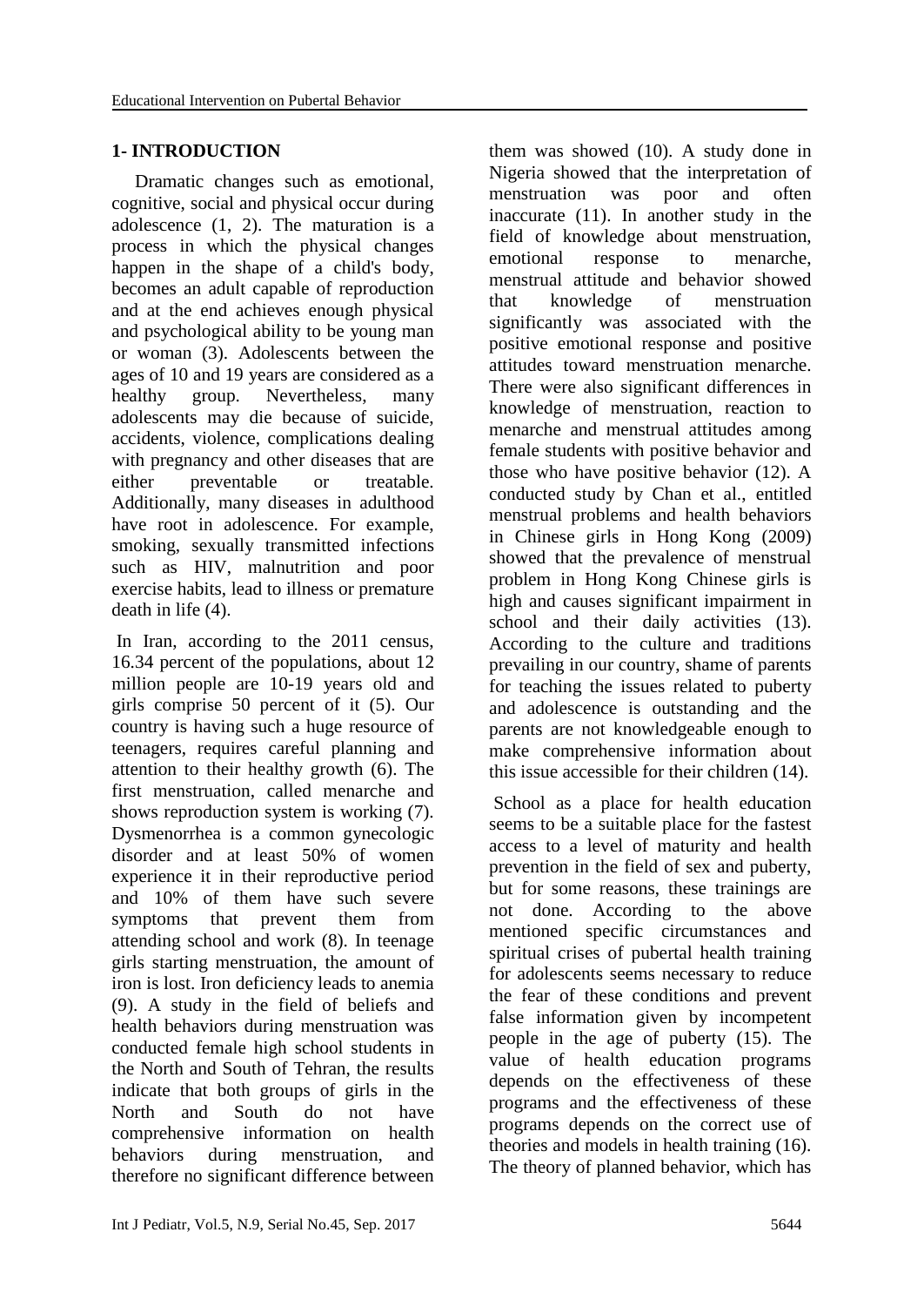## 1- INTRODUCTION

Dramatic changes such as emotional, cognitive, social and physical occur during adolescence (1, 2). The maturation is a process in which the physical changes happen in the shape of a child's body, becomes an adult capable of reproduction and at the end achieves enough physical and psychological ability to be young man or woman (3). Adolescents between the ages of 10 and 19 years are considered as a healthy group. Nevertheless, many adolescents may die because of suicide, accidents, violence, complications dealing with pregnancy and other diseases that are either preventable or treatable. Additionally, many diseases in adulthood have root in adolescence. For example, smoking, sexually transmitted infections such as HIV, malnutrition and poor exercise habits, lead to illness or premature death in life (4).

In Iran, according to the 2011 census, 16.34 percent of the populations, about 12 million people are 10-19 years old and girls comprise 50 percent of it (5). Our country is having such a huge resource of teenagers, requires careful planning and attention to their healthy growth (6). The first menstruation, called menarche and shows reproduction system is working (7). Dysmenorrhea is a common gynecologic disorder and at least 50% of women experience it in their reproductive period and 10% of them have such severe symptoms that prevent them from attending school and work (8). In teenage girls starting menstruation, the amount of iron is lost. Iron deficiency leads to anemia (9). A study in the field of beliefs and health behaviors during menstruation was conducted female high school students in the North and South of Tehran, the results indicate that both groups of girls in the North and South do not have comprehensive information on health behaviors during menstruation, and therefore no significant difference between them was showed (10). A study done in Nigeria showed that the interpretation of menstruation was poor and often inaccurate (11). In another study in the field of knowledge about menstruation, emotional response to menarche, menstrual attitude and behavior showed that knowledge of menstruation significantly was associated with the positive emotional response and positive attitudes toward menstruation menarche. There were also significant differences in knowledge of menstruation, reaction to menarche and menstrual attitudes among female students with positive behavior and those who have positive behavior (12). A conducted study by Chan et al., entitled menstrual problems and health behaviors in Chinese girls in Hong Kong (2009) showed that the prevalence of menstrual problem in Hong Kong Chinese girls is high and causes significant impairment in school and their daily activities (13). According to the culture and traditions prevailing in our country, shame of parents for teaching the issues related to puberty and adolescence is outstanding and the parents are not knowledgeable enough to make comprehensive information about this issue accessible for their children (14).

School as a place for health education seems to be a suitable place for the fastest access to a level of maturity and health prevention in the field of sex and puberty, but for some reasons, these trainings are not done. According to the above mentioned specific circumstances and spiritual crises of pubertal health training for adolescents seems necessary to reduce the fear of these conditions and prevent false information given by incompetent people in the age of puberty (15). The value of health education programs depends on the effectiveness of these programs and the effectiveness of these programs depends on the correct use of theories and models in health training (16). The theory of planned behavior, which has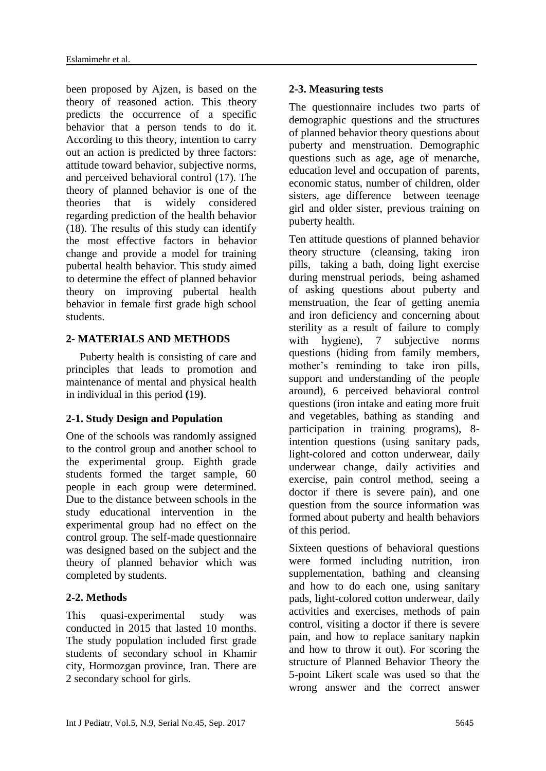been proposed by Ajzen, is based on the theory of reasoned action. This theory predicts the occurrence of a specific behavior that a person tends to do it. According to this theory, intention to carry out an action is predicted by three factors: attitude toward behavior, subjective norms, and perceived behavioral control (17). The theory of planned behavior is one of the theories that is widely considered regarding prediction of the health behavior (18). The results of this study can identify the most effective factors in behavior change and provide a model for training pubertal health behavior. This study aimed to determine the effect of planned behavior theory on improving pubertal health behavior in female first grade high school students.

## 2- MATERIALS AND METHODS

Puberty health is consisting of care and principles that leads to promotion and maintenance of mental and physical health in individual in this period **(**19**)**.

### 2-1. Study Design and Population

One of the schools was randomly assigned to the control group and another school to the experimental group. Eighth grade students formed the target sample, 60 people in each group were determined. Due to the distance between schools in the study educational intervention in the experimental group had no effect on the control group. The self-made questionnaire was designed based on the subject and the theory of planned behavior which was completed by students.

### 2-2. Methods

This quasi-experimental study was conducted in 2015 that lasted 10 months. The study population included first grade students of secondary school in Khamir city, Hormozgan province, Iran. There are 2 secondary school for girls.

### 2-3. Measuring tests

The questionnaire includes two parts of demographic questions and the structures of planned behavior theory questions about puberty and menstruation. Demographic questions such as age, age of menarche, education level and occupation of parents, economic status, number of children, older sisters, age difference between teenage girl and older sister, previous training on puberty health.

Ten attitude questions of planned behavior theory structure (cleansing, taking iron pills, taking a bath, doing light exercise during menstrual periods, being ashamed of asking questions about puberty and menstruation, the fear of getting anemia and iron deficiency and concerning about sterility as a result of failure to comply with hygiene), 7 subjective norms questions (hiding from family members, mother's reminding to take iron pills, support and understanding of the people around), 6 perceived behavioral control questions (iron intake and eating more fruit and vegetables, bathing as standing and participation in training programs), 8-intention questions (using sanitary pads, light-colored and cotton underwear, daily underwear change, daily activities and exercise, pain control method, seeing a doctor if there is severe pain), and one question from the source information was formed about puberty and health behaviors of this period.

Sixteen questions of behavioral questions were formed including nutrition, iron supplementation, bathing and cleansing and how to do each one, using sanitary pads, light-colored cotton underwear, daily activities and exercises, methods of pain control, visiting a doctor if there is severe pain, and how to replace sanitary napkin and how to throw it out). For scoring the structure of Planned Behavior Theory the 5-point Likert scale was used so that the wrong answer and the correct answer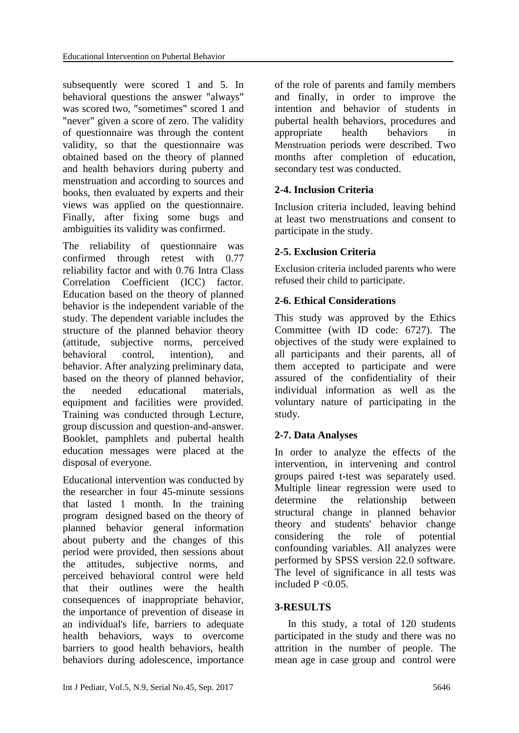subsequently were scored 1 and 5. In behavioral questions the answer "always" was scored two, "sometimes" scored 1 and "never" given a score of zero. The validity of questionnaire was through the content validity, so that the questionnaire was obtained based on the theory of planned and health behaviors during puberty and menstruation and according to sources and books, then evaluated by experts and their views was applied on the questionnaire. Finally, after fixing some bugs and ambiguities its validity was confirmed.

The reliability of questionnaire was confirmed through retest with 0.77 reliability factor and with 0.76 Intra Class Correlation Coefficient (ICC) factor. Education based on the theory of planned behavior is the independent variable of the study. The dependent variable includes the structure of the planned behavior theory (attitude, subjective norms, perceived behavioral control, intention), and behavior. After analyzing preliminary data, based on the theory of planned behavior, the needed educational materials, equipment and facilities were provided. Training was conducted through Lecture, group discussion and question-and-answer. Booklet, pamphlets and pubertal health education messages were placed at the disposal of everyone.

Educational intervention was conducted by the researcher in four 45-minute sessions that lasted 1 month. In the training program designed based on the theory of planned behavior general information about puberty and the changes of this period were provided, then sessions about the attitudes, subjective norms, and perceived behavioral control were held that their outlines were the health consequences of inappropriate behavior, the importance of prevention of disease in an individual's life, barriers to adequate health behaviors, ways to overcome barriers to good health behaviors, health behaviors during adolescence, importance of the role of parents and family members and finally, in order to improve the intention and behavior of students in pubertal health behaviors, procedures and appropriate health behaviors in Menstruation periods were described. Two months after completion of education, secondary test was conducted.

### 2-4. Inclusion Criteria

Inclusion criteria included, leaving behind at least two menstruations and consent to participate in the study.

### 2-5. Exclusion Criteria

Exclusion criteria included parents who were refused their child to participate.

### 2-6. Ethical Considerations

This study was approved by the Ethics Committee (with ID code: 6727). The objectives of the study were explained to all participants and their parents, all of them accepted to participate and were assured of the confidentiality of their individual information as well as the voluntary nature of participating in the study.

### 2-7. Data Analyses

In order to analyze the effects of the intervention, in intervening and control groups paired t-test was separately used. Multiple linear regression were used to determine the relationship between structural change in planned behavior theory and students' behavior change considering the role of potential confounding variables. All analyzes were performed by SPSS version 22.0 software. The level of significance in all tests was included $P < 0.05$.

## 3-RESULTS

In this study, a total of 120 students participated in the study and there was no attrition in the number of people. The mean age in case group and control were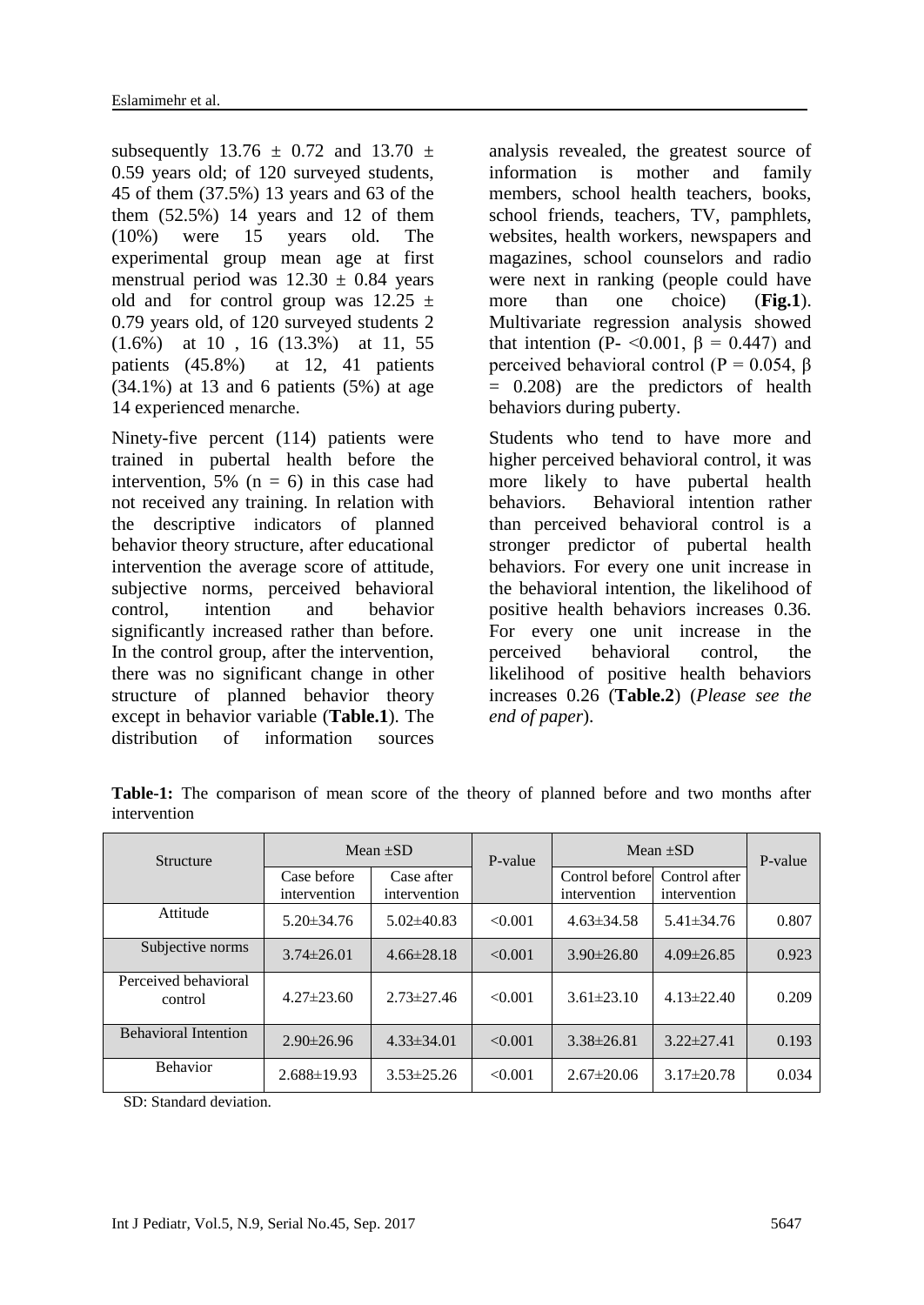subsequently 13.76 ± 0.72 and 13.70 ± 0.59 years old; of 120 surveyed students, 45 of them (37.5%) 13 years and 63 of the them (52.5%) 14 years and 12 of them (10%) were 15 years old. The experimental group mean age at first menstrual period was 12.30 ± 0.84 years old and for control group was 12.25 ± 0.79 years old, of 120 surveyed students 2 (1.6%) at 10 , 16 (13.3%) at 11, 55 patients (45.8%) at 12, 41 patients (34.1%) at 13 and 6 patients (5%) at age 14 experienced menarche.

Ninety-five percent (114) patients were trained in pubertal health before the intervention, 5% (n = 6) in this case had not received any training. In relation with the descriptive indicators of planned behavior theory structure, after educational intervention the average score of attitude, subjective norms, perceived behavioral control, intention and behavior significantly increased rather than before. In the control group, after the intervention, there was no significant change in other structure of planned behavior theory except in behavior variable (**Table.1**). The distribution of information sources analysis revealed, the greatest source of information is mother and family members, school health teachers, books, school friends, teachers, TV, pamphlets, websites, health workers, newspapers and magazines, school counselors and radio were next in ranking (people could have more than one choice) (**Fig.1**). Multivariate regression analysis showed that intention (P- <0.001, β = 0.447) and perceived behavioral control (P = 0.054, β = 0.208) are the predictors of health behaviors during puberty.

Students who tend to have more and higher perceived behavioral control, it was more likely to have pubertal health behaviors. Behavioral intention rather than perceived behavioral control is a stronger predictor of pubertal health behaviors. For every one unit increase in the behavioral intention, the likelihood of positive health behaviors increases 0.36. For every one unit increase in the perceived behavioral control, the likelihood of positive health behaviors increases 0.26 (**Table.2**) (*Please see the end of paper*).

**Table-1:** The comparison of mean score of the theory of planned before and two months after intervention

| Structure | Mean ±SD | | P-value | Mean ±SD | | P-value |
|---|---|---|---|---|---|---|
| | Case before intervention | Case after intervention | | Control before intervention | Control after intervention | |
| Attitude | 5.20±34.76 | 5.02±40.83 | <0.001 | 4.63±34.58 | 5.41±34.76 | 0.807 |
| Subjective norms | 3.74±26.01 | 4.66±28.18 | <0.001 | 3.90±26.80 | 4.09±26.85 | 0.923 |
| Perceived behavioral control | 4.27±23.60 | 2.73±27.46 | <0.001 | 3.61±23.10 | 4.13±22.40 | 0.209 |
| Behavioral Intention | 2.90±26.96 | 4.33±34.01 | <0.001 | 3.38±26.81 | 3.22±27.41 | 0.193 |
| Behavior | 2.688±19.93 | 3.53±25.26 | <0.001 | 2.67±20.06 | 3.17±20.78 | 0.034 |

SD: Standard deviation.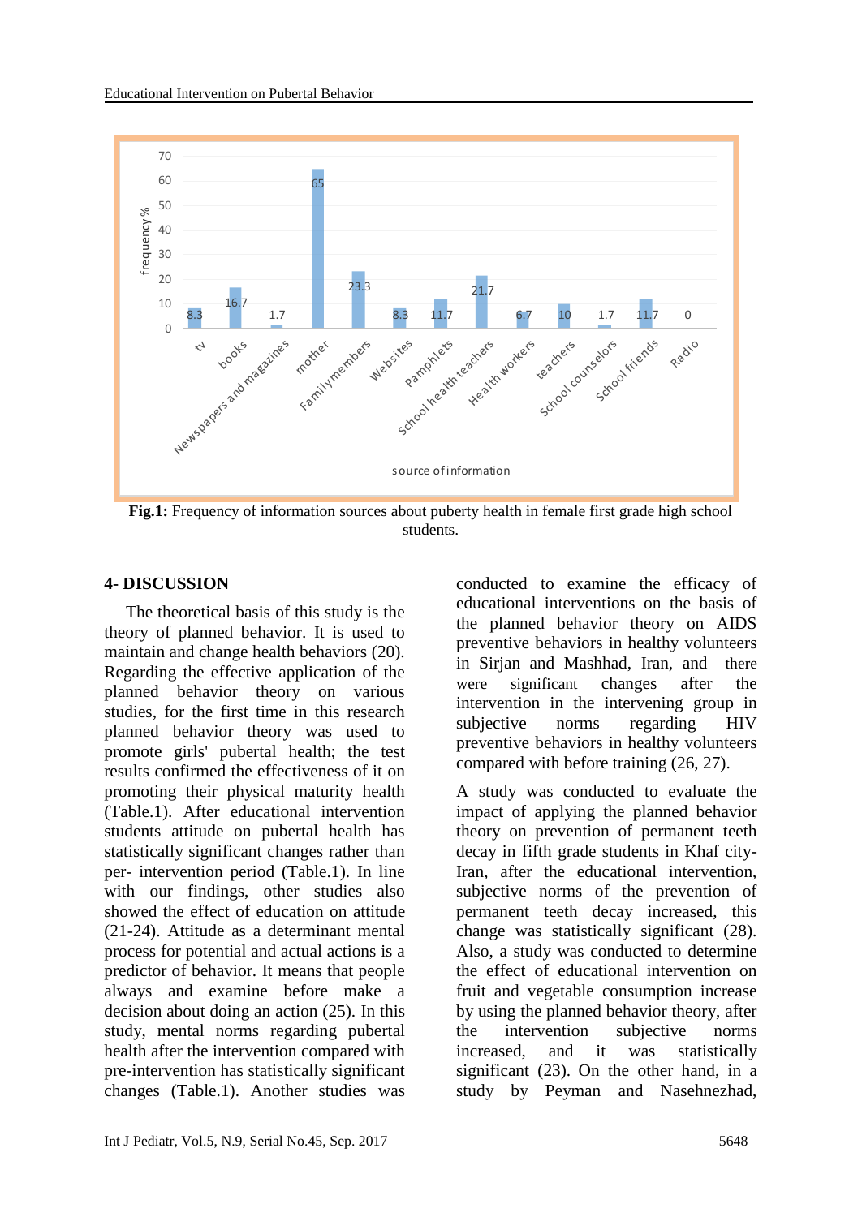**Fig.1:** Frequency of information sources about puberty health in female first grade high school students.

## 4- DISCUSSION

The theoretical basis of this study is the theory of planned behavior. It is used to maintain and change health behaviors (20). Regarding the effective application of the planned behavior theory on various studies, for the first time in this research planned behavior theory was used to promote girls' pubertal health; the test results confirmed the effectiveness of it on promoting their physical maturity health (Table.1). After educational intervention students attitude on pubertal health has statistically significant changes rather than per- intervention period (Table.1). In line with our findings, other studies also showed the effect of education on attitude (21-24). Attitude as a determinant mental process for potential and actual actions is a predictor of behavior. It means that people always and examine before make a decision about doing an action (25). In this study, mental norms regarding pubertal health after the intervention compared with pre-intervention has statistically significant changes (Table.1). Another studies was conducted to examine the efficacy of educational interventions on the basis of the planned behavior theory on AIDS preventive behaviors in healthy volunteers in Sirjan and Mashhad, Iran, and there were significant changes after the intervention in the intervening group in subjective norms regarding HIV preventive behaviors in healthy volunteers compared with before training (26, 27).

A study was conducted to evaluate the impact of applying the planned behavior theory on prevention of permanent teeth decay in fifth grade students in Khaf city-Iran, after the educational intervention, subjective norms of the prevention of permanent teeth decay increased, this change was statistically significant (28). Also, a study was conducted to determine the effect of educational intervention on fruit and vegetable consumption increase by using the planned behavior theory, after the intervention subjective norms increased, and it was statistically significant (23). On the other hand, in a study by Peyman and Nasehnezhad,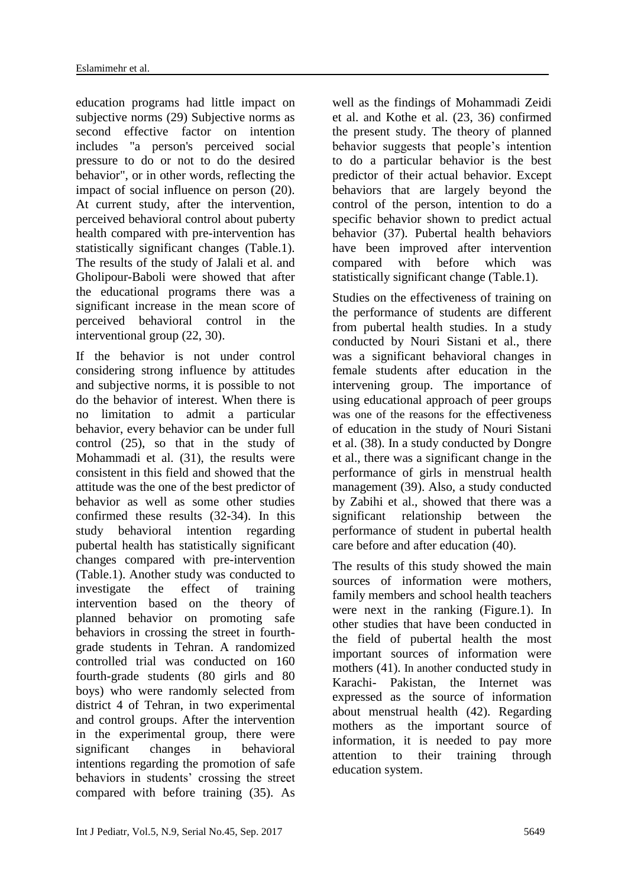education programs had little impact on subjective norms (29) Subjective norms as second effective factor on intention includes "a person's perceived social pressure to do or not to do the desired behavior", or in other words, reflecting the impact of social influence on person (20). At current study, after the intervention, perceived behavioral control about puberty health compared with pre-intervention has statistically significant changes (Table.1). The results of the study of Jalali et al. and Gholipour-Baboli were showed that after the educational programs there was a significant increase in the mean score of perceived behavioral control in the interventional group (22, 30).

If the behavior is not under control considering strong influence by attitudes and subjective norms, it is possible to not do the behavior of interest. When there is no limitation to admit a particular behavior, every behavior can be under full control (25), so that in the study of Mohammadi et al. (31), the results were consistent in this field and showed that the attitude was the one of the best predictor of behavior as well as some other studies confirmed these results (32-34). In this study behavioral intention regarding pubertal health has statistically significant changes compared with pre-intervention (Table.1). Another study was conducted to investigate the effect of training intervention based on the theory of planned behavior on promoting safe behaviors in crossing the street in fourth-grade students in Tehran. A randomized controlled trial was conducted on 160 fourth-grade students (80 girls and 80 boys) who were randomly selected from district 4 of Tehran, in two experimental and control groups. After the intervention in the experimental group, there were significant changes in behavioral intentions regarding the promotion of safe behaviors in students' crossing the street compared with before training (35). As well as the findings of Mohammadi Zeidi et al. and Kothe et al. (23, 36) confirmed the present study. The theory of planned behavior suggests that people's intention to do a particular behavior is the best predictor of their actual behavior. Except behaviors that are largely beyond the control of the person, intention to do a specific behavior shown to predict actual behavior (37). Pubertal health behaviors have been improved after intervention compared with before which was statistically significant change (Table.1).

Studies on the effectiveness of training on the performance of students are different from pubertal health studies. In a study conducted by Nouri Sistani et al., there was a significant behavioral changes in female students after education in the intervening group. The importance of using educational approach of peer groups was one of the reasons for the effectiveness of education in the study of Nouri Sistani et al. (38). In a study conducted by Dongre et al., there was a significant change in the performance of girls in menstrual health management (39). Also, a study conducted by Zabihi et al., showed that there was a significant relationship between the performance of student in pubertal health care before and after education (40).

The results of this study showed the main sources of information were mothers, family members and school health teachers were next in the ranking (Figure.1). In other studies that have been conducted in the field of pubertal health the most important sources of information were mothers (41). In another conducted study in Karachi- Pakistan, the Internet was expressed as the source of information about menstrual health (42). Regarding mothers as the important source of information, it is needed to pay more attention to their training through education system.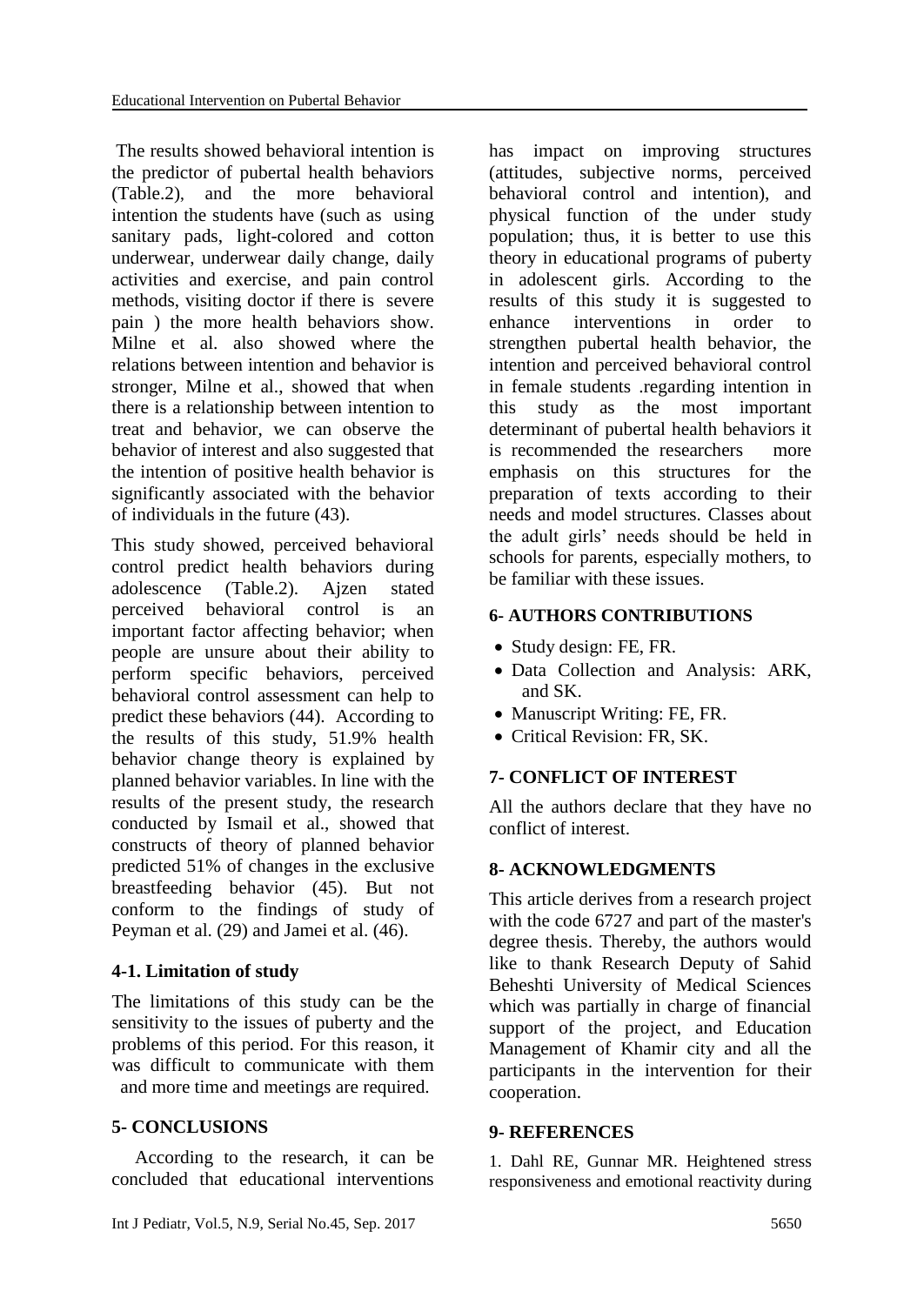The results showed behavioral intention is the predictor of pubertal health behaviors (Table.2), and the more behavioral intention the students have (such as using sanitary pads, light-colored and cotton underwear, underwear daily change, daily activities and exercise, and pain control methods, visiting doctor if there is severe pain ) the more health behaviors show. Milne et al. also showed where the relations between intention and behavior is stronger, Milne et al., showed that when there is a relationship between intention to treat and behavior, we can observe the behavior of interest and also suggested that the intention of positive health behavior is significantly associated with the behavior of individuals in the future (43).

This study showed, perceived behavioral control predict health behaviors during adolescence (Table.2). Ajzen stated perceived behavioral control is an important factor affecting behavior; when people are unsure about their ability to perform specific behaviors, perceived behavioral control assessment can help to predict these behaviors (44). According to the results of this study, 51.9% health behavior change theory is explained by planned behavior variables. In line with the results of the present study, the research conducted by Ismail et al., showed that constructs of theory of planned behavior predicted 51% of changes in the exclusive breastfeeding behavior (45). But not conform to the findings of study of Peyman et al. (29) and Jamei et al. (46).

### 4-1. Limitation of study

The limitations of this study can be the sensitivity to the issues of puberty and the problems of this period. For this reason, it was difficult to communicate with them and more time and meetings are required.

## 5- CONCLUSIONS

According to the research, it can be concluded that educational interventions has impact on improving structures (attitudes, subjective norms, perceived behavioral control and intention), and physical function of the under study population; thus, it is better to use this theory in educational programs of puberty in adolescent girls. According to the results of this study it is suggested to enhance interventions in order to strengthen pubertal health behavior, the intention and perceived behavioral control in female students .regarding intention in this study as the most important determinant of pubertal health behaviors it is recommended the researchers more emphasis on this structures for the preparation of texts according to their needs and model structures. Classes about the adult girls' needs should be held in schools for parents, especially mothers, to be familiar with these issues.

## 6- AUTHORS CONTRIBUTIONS

- Study design: FE, FR.
- Data Collection and Analysis: ARK, and SK.
- Manuscript Writing: FE, FR.
- Critical Revision: FR, SK.

## 7- CONFLICT OF INTEREST

All the authors declare that they have no conflict of interest.

## 8- ACKNOWLEDGMENTS

This article derives from a research project with the code 6727 and part of the master's degree thesis. Thereby, the authors would like to thank Research Deputy of Sahid Beheshti University of Medical Sciences which was partially in charge of financial support of the project, and Education Management of Khamir city and all the participants in the intervention for their cooperation.

## 9- REFERENCES

1. Dahl RE, Gunnar MR. Heightened stress responsiveness and emotional reactivity during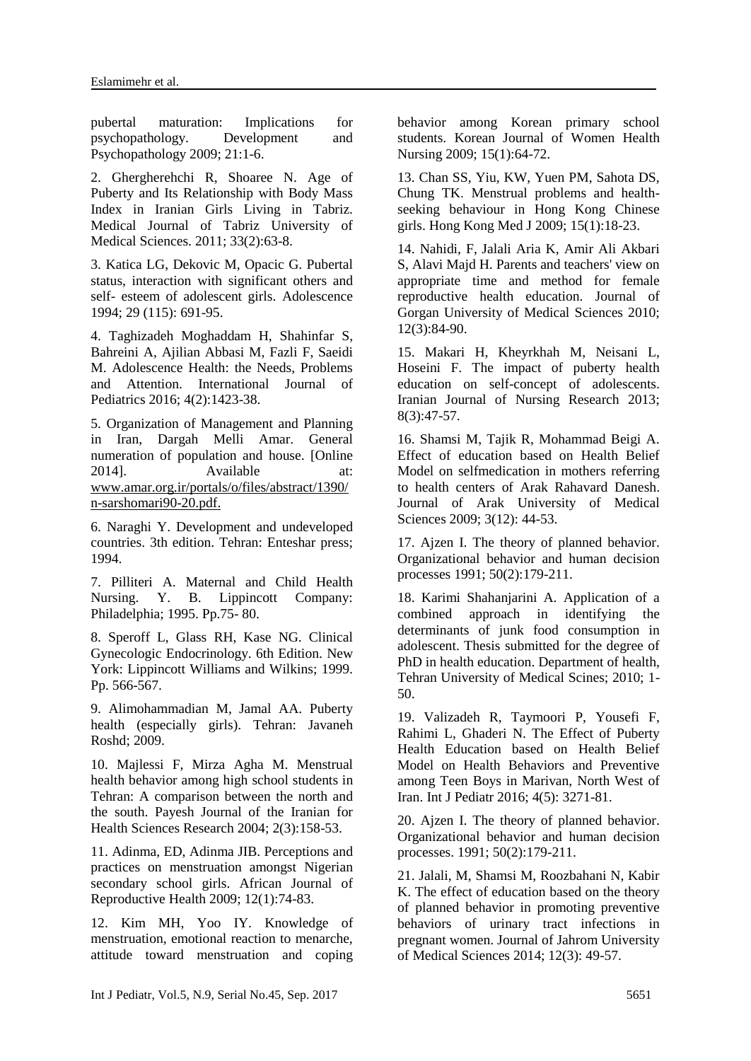pubertal maturation: Implications for psychopathology. Development and Psychopathology 2009; 21:1-6.

2. Ghergherehchi R, Shoaree N. Age of Puberty and Its Relationship with Body Mass Index in Iranian Girls Living in Tabriz. Medical Journal of Tabriz University of Medical Sciences. 2011; 33(2):63-8.

3. Katica LG, Dekovic M, Opacic G. Pubertal status, interaction with significant others and self- esteem of adolescent girls. Adolescence 1994; 29 (115): 691-95.

4. Taghizadeh Moghaddam H, Shahinfar S, Bahreini A, Ajilian Abbasi M, Fazli F, Saeidi M. Adolescence Health: the Needs, Problems and Attention. International Journal of Pediatrics 2016; 4(2):1423-38.

5. Organization of Management and Planning in Iran, Dargah Melli Amar. General numeration of population and house. [Online 2014]. Available at: www.amar.org.ir/portals/o/files/abstract/1390/n-sarshomari90-20.pdf.

6. Naraghi Y. Development and undeveloped countries. 3th edition. Tehran: Enteshar press; 1994.

7. Pilliteri A. Maternal and Child Health Nursing. Y. B. Lippincott Company: Philadelphia; 1995. Pp.75- 80.

8. Speroff L, Glass RH, Kase NG. Clinical Gynecologic Endocrinology. 6th Edition. New York: Lippincott Williams and Wilkins; 1999. Pp. 566-567.

9. Alimohammadian M, Jamal AA. Puberty health (especially girls). Tehran: Javaneh Roshd; 2009.

10. Majlessi F, Mirza Agha M. Menstrual health behavior among high school students in Tehran: A comparison between the north and the south. Payesh Journal of the Iranian for Health Sciences Research 2004; 2(3):158-53.

11. Adinma, ED, Adinma JIB. Perceptions and practices on menstruation amongst Nigerian secondary school girls. African Journal of Reproductive Health 2009; 12(1):74-83.

12. Kim MH, Yoo IY. Knowledge of menstruation, emotional reaction to menarche, attitude toward menstruation and coping behavior among Korean primary school students. Korean Journal of Women Health Nursing 2009; 15(1):64-72.

13. Chan SS, Yiu, KW, Yuen PM, Sahota DS, Chung TK. Menstrual problems and health-seeking behaviour in Hong Kong Chinese girls. Hong Kong Med J 2009; 15(1):18-23.

14. Nahidi, F, Jalali Aria K, Amir Ali Akbari S, Alavi Majd H. Parents and teachers' view on appropriate time and method for female reproductive health education. Journal of Gorgan University of Medical Sciences 2010; 12(3):84-90.

15. Makari H, Kheyrkhah M, Neisani L, Hoseini F. The impact of puberty health education on self-concept of adolescents. Iranian Journal of Nursing Research 2013; 8(3):47-57.

16. Shamsi M, Tajik R, Mohammad Beigi A. Effect of education based on Health Belief Model on selfmedication in mothers referring to health centers of Arak Rahavard Danesh. Journal of Arak University of Medical Sciences 2009; 3(12): 44-53.

17. Ajzen I. The theory of planned behavior. Organizational behavior and human decision processes 1991; 50(2):179-211.

18. Karimi Shahanjarini A. Application of a combined approach in identifying the determinants of junk food consumption in adolescent. Thesis submitted for the degree of PhD in health education. Department of health, Tehran University of Medical Scines; 2010; 1-50.

19. Valizadeh R, Taymoori P, Yousefi F, Rahimi L, Ghaderi N. The Effect of Puberty Health Education based on Health Belief Model on Health Behaviors and Preventive among Teen Boys in Marivan, North West of Iran. Int J Pediatr 2016; 4(5): 3271-81.

20. Ajzen I. The theory of planned behavior. Organizational behavior and human decision processes. 1991; 50(2):179-211.

21. Jalali, M, Shamsi M, Roozbahani N, Kabir K. The effect of education based on the theory of planned behavior in promoting preventive behaviors of urinary tract infections in pregnant women. Journal of Jahrom University of Medical Sciences 2014; 12(3): 49-57.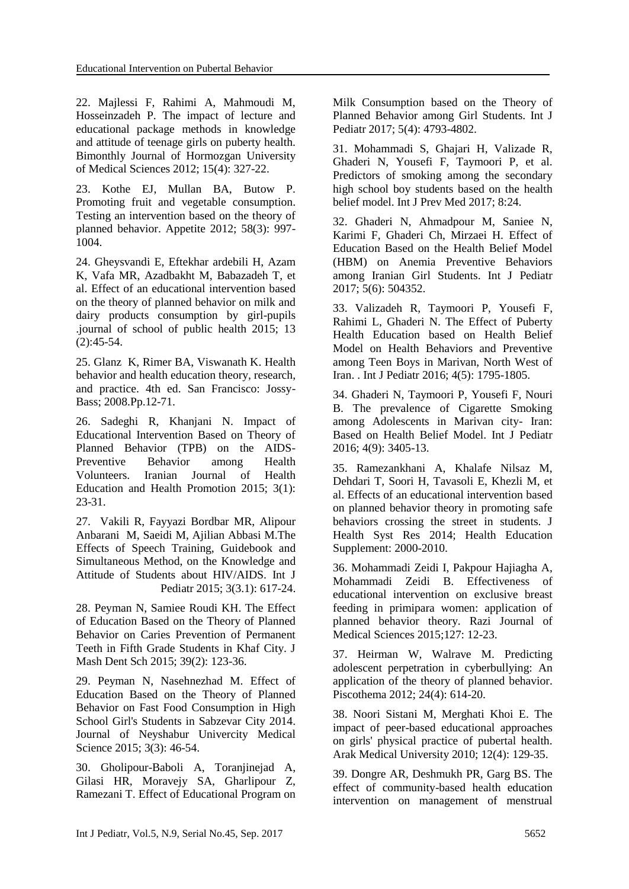22. Majlessi F, Rahimi A, Mahmoudi M, Hosseinzadeh P. The impact of lecture and educational package methods in knowledge and attitude of teenage girls on puberty health. Bimonthly Journal of Hormozgan University of Medical Sciences 2012; 15(4): 327-22.

23. Kothe EJ, Mullan BA, Butow P. Promoting fruit and vegetable consumption. Testing an intervention based on the theory of planned behavior. Appetite 2012; 58(3): 997-1004.

24. Gheysvandi E, Eftekhar ardebili H, Azam K, Vafa MR, Azadbakht M, Babazadeh T, et al. Effect of an educational intervention based on the theory of planned behavior on milk and dairy products consumption by girl-pupils .journal of school of public health 2015; 13 (2):45-54.

25. Glanz K, Rimer BA, Viswanath K. Health behavior and health education theory, research, and practice. 4th ed. San Francisco: Jossy-Bass; 2008.Pp.12-71.

26. Sadeghi R, Khanjani N. Impact of Educational Intervention Based on Theory of Planned Behavior (TPB) on the AIDS-Preventive Behavior among Health Volunteers. Iranian Journal of Health Education and Health Promotion 2015; 3(1): 23-31.

27. Vakili R, Fayyazi Bordbar MR, Alipour Anbarani M, Saeidi M, Ajilian Abbasi M.The Effects of Speech Training, Guidebook and Simultaneous Method, on the Knowledge and Attitude of Students about HIV/AIDS. Int J Pediatr 2015; 3(3.1): 617-24.

28. Peyman N, Samiee Roudi KH. The Effect of Education Based on the Theory of Planned Behavior on Caries Prevention of Permanent Teeth in Fifth Grade Students in Khaf City. J Mash Dent Sch 2015; 39(2): 123-36.

29. Peyman N, Nasehnezhad M. Effect of Education Based on the Theory of Planned Behavior on Fast Food Consumption in High School Girl's Students in Sabzevar City 2014. Journal of Neyshabur Univercity Medical Science 2015; 3(3): 46-54.

30. Gholipour-Baboli A, Toranjinejad A, Gilasi HR, Moravejy SA, Gharlipour Z, Ramezani T. Effect of Educational Program on Milk Consumption based on the Theory of Planned Behavior among Girl Students. Int J Pediatr 2017; 5(4): 4793-4802.

31. Mohammadi S, Ghajari H, Valizade R, Ghaderi N, Yousefi F, Taymoori P, et al. Predictors of smoking among the secondary high school boy students based on the health belief model. Int J Prev Med 2017; 8:24.

32. Ghaderi N, Ahmadpour M, Saniee N, Karimi F, Ghaderi Ch, Mirzaei H. Effect of Education Based on the Health Belief Model (HBM) on Anemia Preventive Behaviors among Iranian Girl Students. Int J Pediatr 2017; 5(6): 504352.

33. Valizadeh R, Taymoori P, Yousefi F, Rahimi L, Ghaderi N. The Effect of Puberty Health Education based on Health Belief Model on Health Behaviors and Preventive among Teen Boys in Marivan, North West of Iran. . Int J Pediatr 2016; 4(5): 1795-1805.

34. Ghaderi N, Taymoori P, Yousefi F, Nouri B. The prevalence of Cigarette Smoking among Adolescents in Marivan city- Iran: Based on Health Belief Model. Int J Pediatr 2016; 4(9): 3405-13.

35. Ramezankhani A, Khalafe Nilsaz M, Dehdari T, Soori H, Tavasoli E, Khezli M, et al. Effects of an educational intervention based on planned behavior theory in promoting safe behaviors crossing the street in students. J Health Syst Res 2014; Health Education Supplement: 2000-2010.

36. Mohammadi Zeidi I, Pakpour Hajiagha A, Mohammadi Zeidi B. Effectiveness of educational intervention on exclusive breast feeding in primipara women: application of planned behavior theory. Razi Journal of Medical Sciences 2015;127: 12-23.

37. Heirman W, Walrave M. Predicting adolescent perpetration in cyberbullying: An application of the theory of planned behavior. Piscothema 2012; 24(4): 614-20.

38. Noori Sistani M, Merghati Khoi E. The impact of peer-based educational approaches on girls' physical practice of pubertal health. Arak Medical University 2010; 12(4): 129-35.

39. Dongre AR, Deshmukh PR, Garg BS. The effect of community-based health education intervention on management of menstrual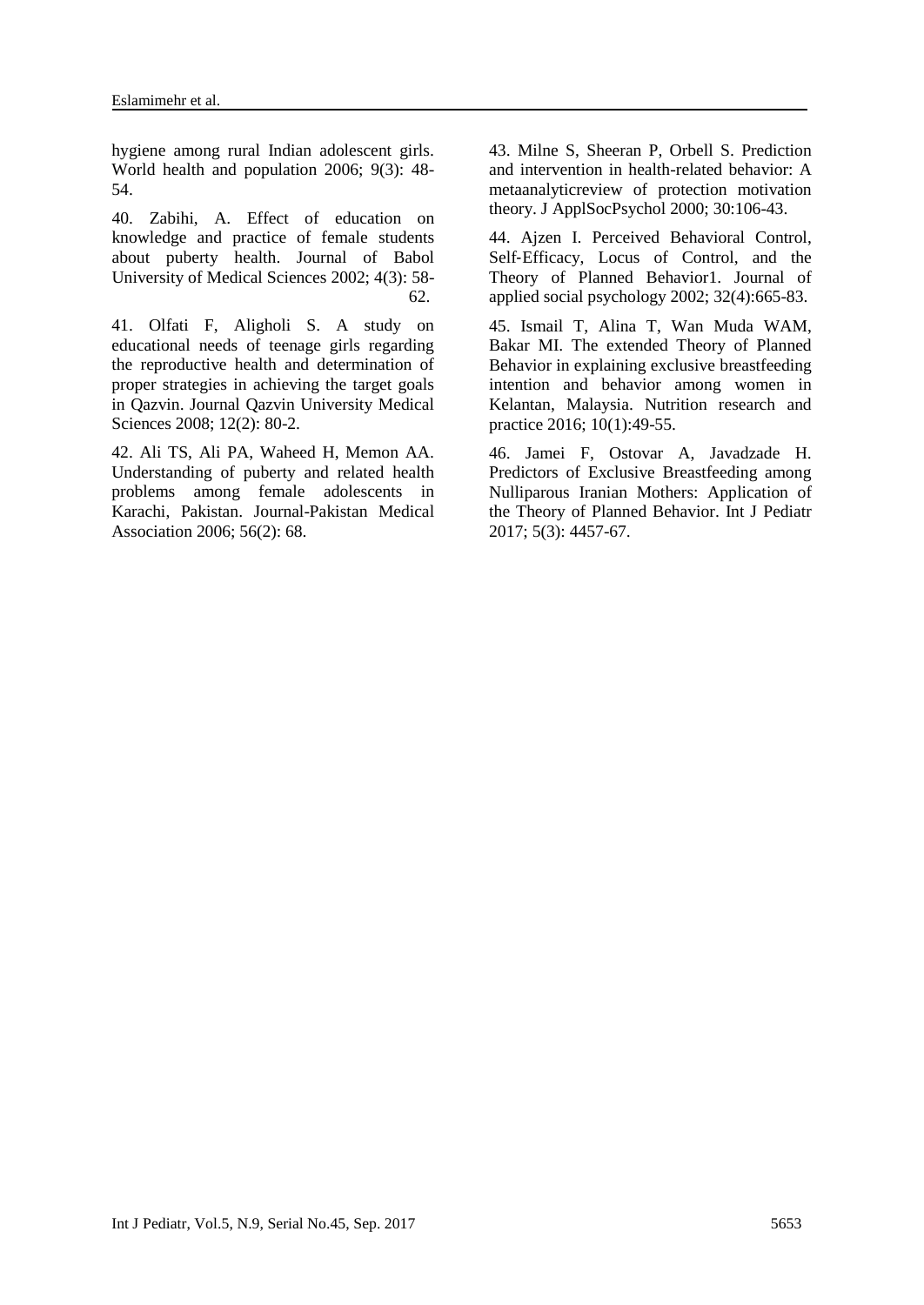hygiene among rural Indian adolescent girls. World health and population 2006; 9(3): 48-54.

40. Zabihi, A. Effect of education on knowledge and practice of female students about puberty health. Journal of Babol University of Medical Sciences 2002; 4(3): 58-62.

41. Olfati F, Aligholi S. A study on educational needs of teenage girls regarding the reproductive health and determination of proper strategies in achieving the target goals in Qazvin. Journal Qazvin University Medical Sciences 2008; 12(2): 80-2.

42. Ali TS, Ali PA, Waheed H, Memon AA. Understanding of puberty and related health problems among female adolescents in Karachi, Pakistan. Journal-Pakistan Medical Association 2006; 56(2): 68.

43. Milne S, Sheeran P, Orbell S. Prediction and intervention in health-related behavior: A metaanalyticreview of protection motivation theory. J ApplSocPsychol 2000; 30:106-43.

44. Ajzen I. Perceived Behavioral Control, Self-Efficacy, Locus of Control, and the Theory of Planned Behavior1. Journal of applied social psychology 2002; 32(4):665-83.

45. Ismail T, Alina T, Wan Muda WAM, Bakar MI. The extended Theory of Planned Behavior in explaining exclusive breastfeeding intention and behavior among women in Kelantan, Malaysia. Nutrition research and practice 2016; 10(1):49-55.

46. Jamei F, Ostovar A, Javadzade H. Predictors of Exclusive Breastfeeding among Nulliparous Iranian Mothers: Application of the Theory of Planned Behavior. Int J Pediatr 2017; 5(3): 4457-67.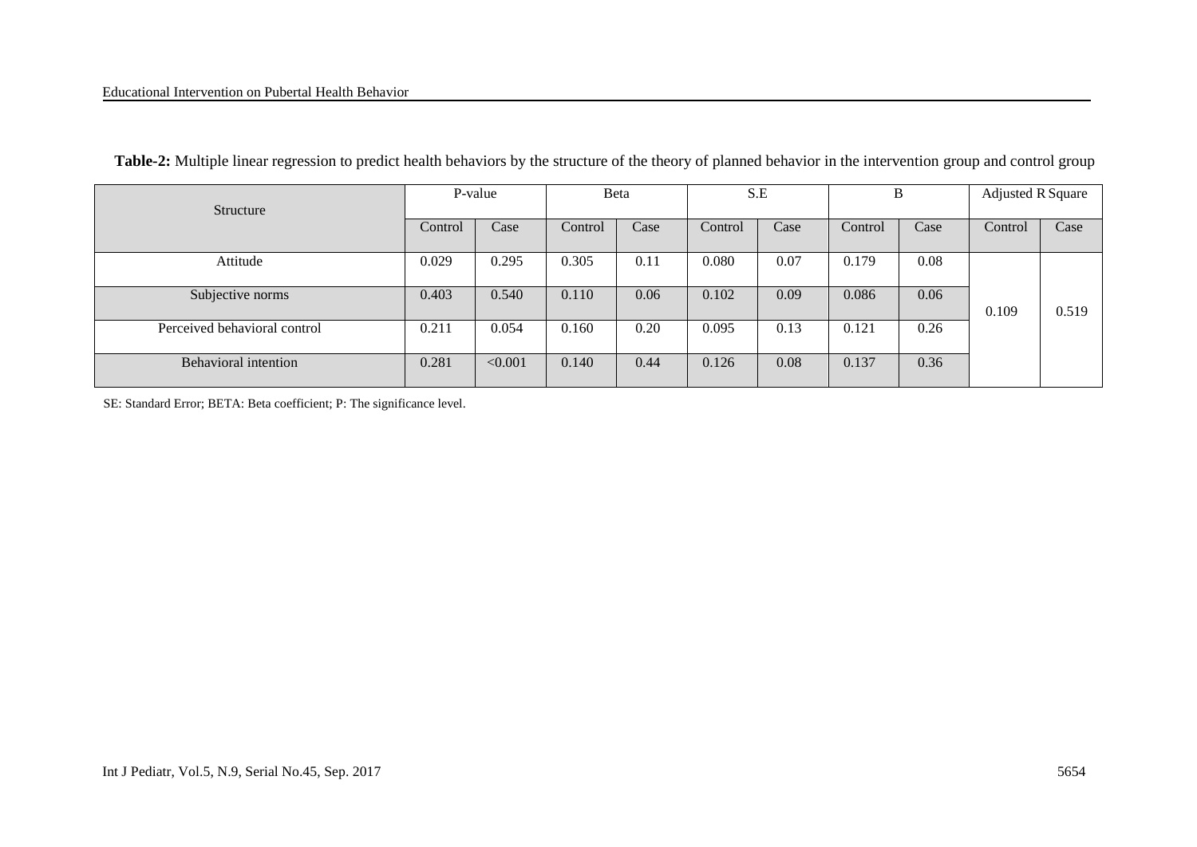**Table-2:** Multiple linear regression to predict health behaviors by the structure of the theory of planned behavior in the intervention group and control group

| Structure | P-value | | Beta | | S.E | | B | | Adjusted R Square | |
|---|---|---|---|---|---|---|---|---|---|---|
| | Control | Case | Control | Case | Control | Case | Control | Case | Control | Case |
| Attitude | 0.029 | 0.295 | 0.305 | 0.11 | 0.080 | 0.07 | 0.179 | 0.08 | 0.109 | 0.519 |
| Subjective norms | 0.403 | 0.540 | 0.110 | 0.06 | 0.102 | 0.09 | 0.086 | 0.06 | | |
| Perceived behavioral control | 0.211 | 0.054 | 0.160 | 0.20 | 0.095 | 0.13 | 0.121 | 0.26 | | |
| Behavioral intention | 0.281 | <0.001 | 0.140 | 0.44 | 0.126 | 0.08 | 0.137 | 0.36 | | |

SE: Standard Error; BETA: Beta coefficient; P: The significance level.